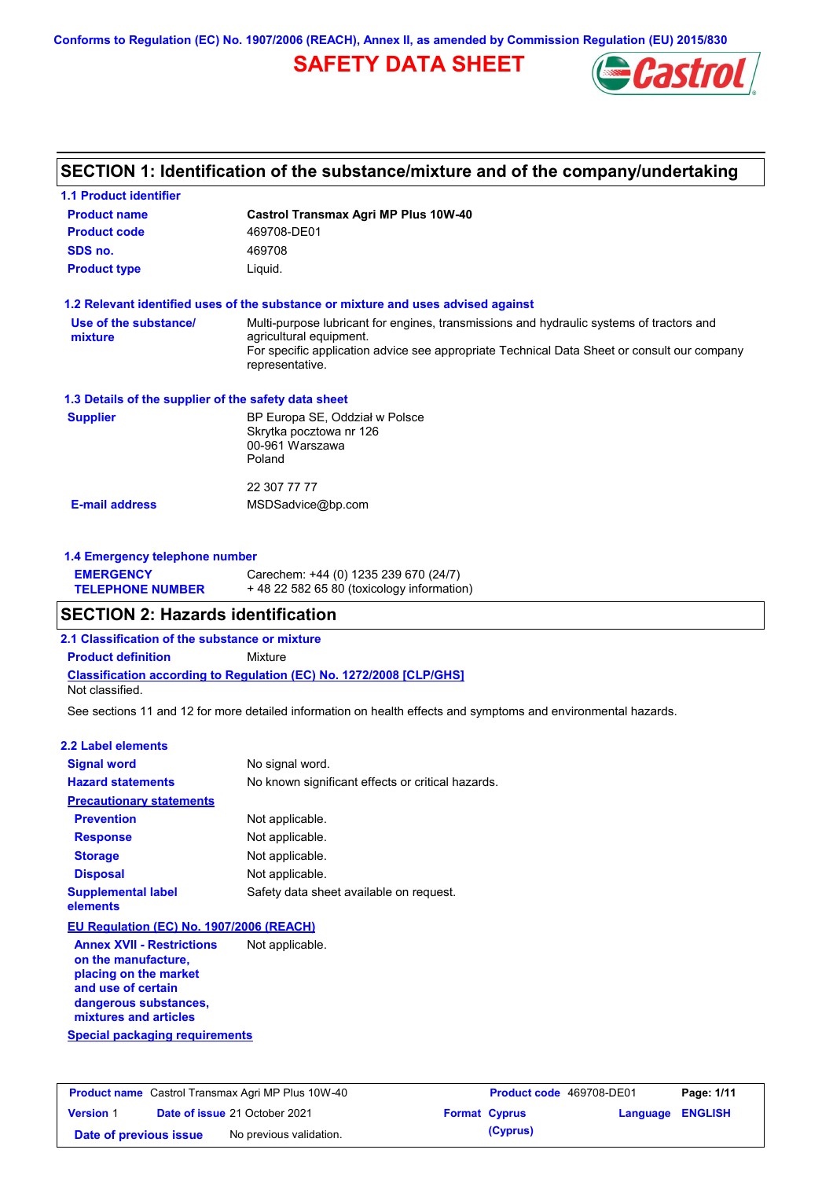Conforms to Regulation (EC) No. 1907/2006 (REACH), Annex II, as amended by Commission Regulation (EU) 2015/830

# SAFETY DATA SHEET

## SECTION 1: Identification of the substance/mixture and of the company/undertaking

### 1.1 Product identifier

| | |
|---|---|
| **Product name** | **Castrol Transmax Agri MP Plus 10W-40** |
| **Product code** | 469708-DE01 |
| **SDS no.** | 469708 |
| **Product type** | Liquid. |

### 1.2 Relevant identified uses of the substance or mixture and uses advised against

**Use of the substance/ mixture**: Multi-purpose lubricant for engines, transmissions and hydraulic systems of tractors and agricultural equipment.
For specific application advice see appropriate Technical Data Sheet or consult our company representative.

### 1.3 Details of the supplier of the safety data sheet

**Supplier**: BP Europa SE, Oddział w Polsce
Skrytka pocztowa nr 126
00-961 Warszawa
Poland

22 307 77 77

**E-mail address**: MSDSadvice@bp.com

### 1.4 Emergency telephone number

**EMERGENCY TELEPHONE NUMBER**: Carechem: +44 (0) 1235 239 670 (24/7)
+ 48 22 582 65 80 (toxicology information)

## SECTION 2: Hazards identification

### 2.1 Classification of the substance or mixture

**Product definition**: Mixture

**Classification according to Regulation (EC) No. 1272/2008 [CLP/GHS]**
Not classified.

See sections 11 and 12 for more detailed information on health effects and symptoms and environmental hazards.

### 2.2 Label elements

| | |
|---|---|
| **Signal word** | No signal word. |
| **Hazard statements** | No known significant effects or critical hazards. |

**Precautionary statements**

| | |
|---|---|
| **Prevention** | Not applicable. |
| **Response** | Not applicable. |
| **Storage** | Not applicable. |
| **Disposal** | Not applicable. |
| **Supplemental label elements** | Safety data sheet available on request. |

**EU Regulation (EC) No. 1907/2006 (REACH)**

**Annex XVII - Restrictions on the manufacture, placing on the market and use of certain dangerous substances, mixtures and articles**: Not applicable.

**Special packaging requirements**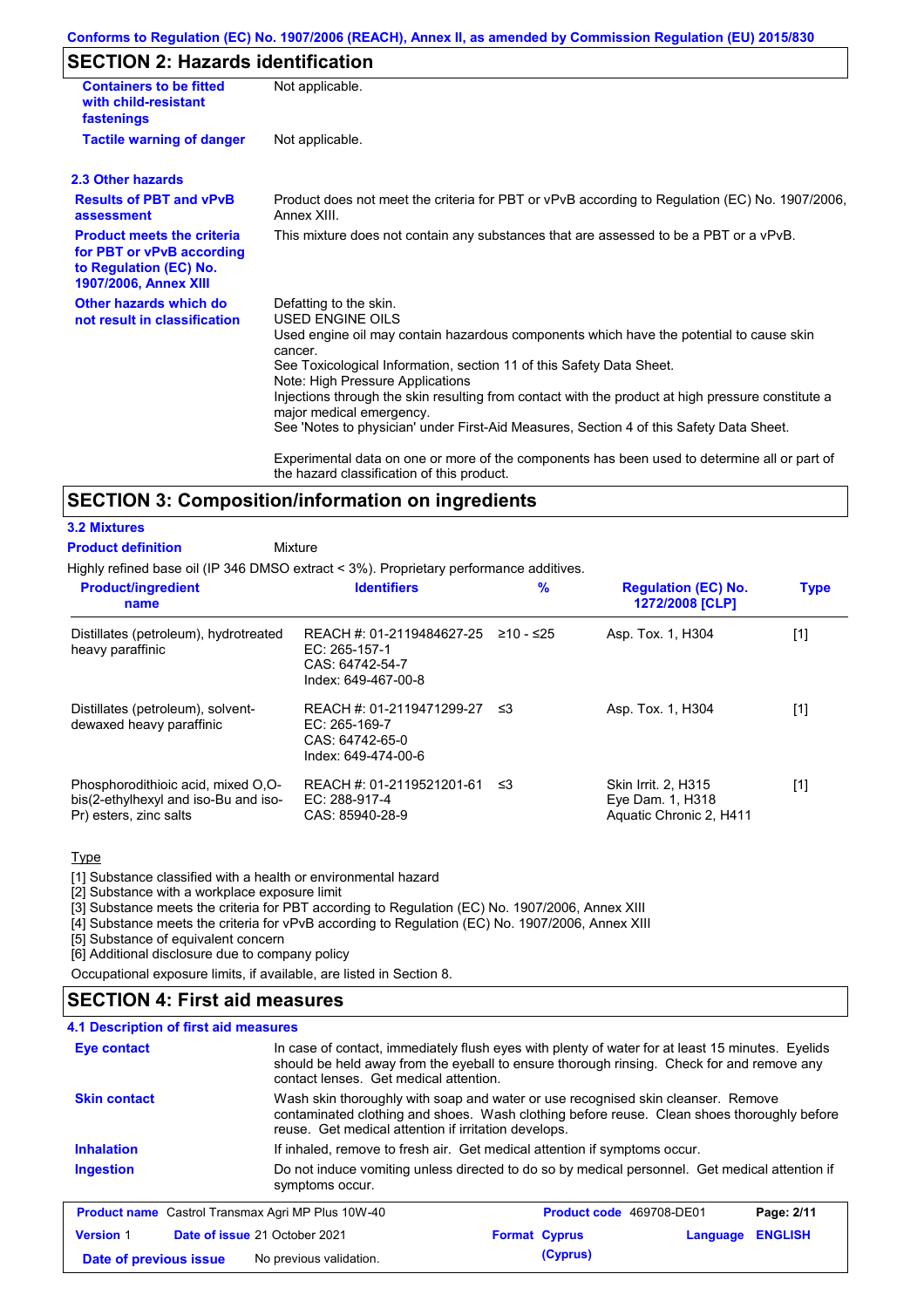## SECTION 2: Hazards identification

**Containers to be fitted with child-resistant fastenings**: Not applicable.

**Tactile warning of danger**: Not applicable.

### 2.3 Other hazards

**Results of PBT and vPvB assessment**: Product does not meet the criteria for PBT or vPvB according to Regulation (EC) No. 1907/2006, Annex XIII.

**Product meets the criteria for PBT or vPvB according to Regulation (EC) No. 1907/2006, Annex XIII**: This mixture does not contain any substances that are assessed to be a PBT or a vPvB.

**Other hazards which do not result in classification**: Defatting to the skin.
USED ENGINE OILS
Used engine oil may contain hazardous components which have the potential to cause skin cancer.
See Toxicological Information, section 11 of this Safety Data Sheet.
Note: High Pressure Applications
Injections through the skin resulting from contact with the product at high pressure constitute a major medical emergency.
See 'Notes to physician' under First-Aid Measures, Section 4 of this Safety Data Sheet.

Experimental data on one or more of the components has been used to determine all or part of the hazard classification of this product.

## SECTION 3: Composition/information on ingredients

### 3.2 Mixtures

**Product definition**: Mixture

Highly refined base oil (IP 346 DMSO extract < 3%). Proprietary performance additives.

| Product/ingredient name | Identifiers | % | Regulation (EC) No. 1272/2008 [CLP] | Type |
|---|---|---|---|---|
| Distillates (petroleum), hydrotreated heavy paraffinic | REACH #: 01-2119484627-25<br>EC: 265-157-1<br>CAS: 64742-54-7<br>Index: 649-467-00-8 | ≥10 - ≤25 | Asp. Tox. 1, H304 | [1] |
| Distillates (petroleum), solvent-dewaxed heavy paraffinic | REACH #: 01-2119471299-27<br>EC: 265-169-7<br>CAS: 64742-65-0<br>Index: 649-474-00-6 | ≤3 | Asp. Tox. 1, H304 | [1] |
| Phosphorodithioic acid, mixed O,O-bis(2-ethylhexyl and iso-Bu and iso-Pr) esters, zinc salts | REACH #: 01-2119521201-61<br>EC: 288-917-4<br>CAS: 85940-28-9 | ≤3 | Skin Irrit. 2, H315<br>Eye Dam. 1, H318<br>Aquatic Chronic 2, H411 | [1] |

Type

[1] Substance classified with a health or environmental hazard
[2] Substance with a workplace exposure limit
[3] Substance meets the criteria for PBT according to Regulation (EC) No. 1907/2006, Annex XIII
[4] Substance meets the criteria for vPvB according to Regulation (EC) No. 1907/2006, Annex XIII
[5] Substance of equivalent concern
[6] Additional disclosure due to company policy

Occupational exposure limits, if available, are listed in Section 8.

## SECTION 4: First aid measures

### 4.1 Description of first aid measures

**Eye contact**: In case of contact, immediately flush eyes with plenty of water for at least 15 minutes. Eyelids should be held away from the eyeball to ensure thorough rinsing. Check for and remove any contact lenses. Get medical attention.

**Skin contact**: Wash skin thoroughly with soap and water or use recognised skin cleanser. Remove contaminated clothing and shoes. Wash clothing before reuse. Clean shoes thoroughly before reuse. Get medical attention if irritation develops.

**Inhalation**: If inhaled, remove to fresh air. Get medical attention if symptoms occur.

**Ingestion**: Do not induce vomiting unless directed to do so by medical personnel. Get medical attention if symptoms occur.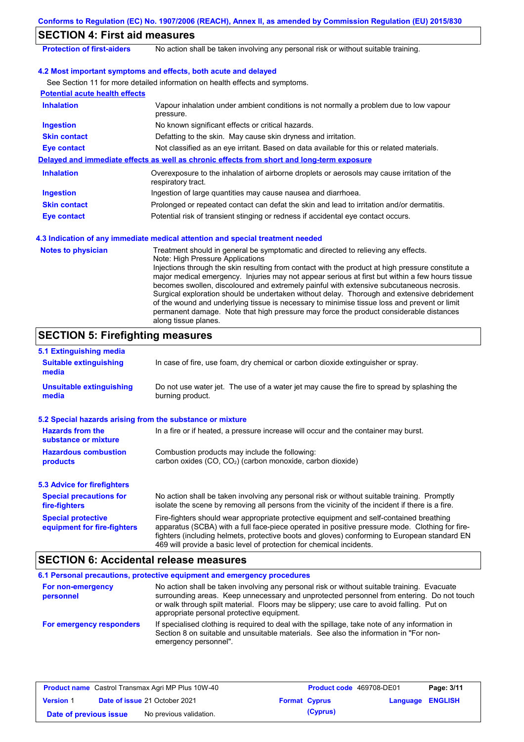## SECTION 4: First aid measures

| | |
|---|---|
| **Protection of first-aiders** | No action shall be taken involving any personal risk or without suitable training. |

### 4.2 Most important symptoms and effects, both acute and delayed

See Section 11 for more detailed information on health effects and symptoms.

**Potential acute health effects**

| | |
|---|---|
| **Inhalation** | Vapour inhalation under ambient conditions is not normally a problem due to low vapour pressure. |
| **Ingestion** | No known significant effects or critical hazards. |
| **Skin contact** | Defatting to the skin. May cause skin dryness and irritation. |
| **Eye contact** | Not classified as an eye irritant. Based on data available for this or related materials. |

**Delayed and immediate effects as well as chronic effects from short and long-term exposure**

| | |
|---|---|
| **Inhalation** | Overexposure to the inhalation of airborne droplets or aerosols may cause irritation of the respiratory tract. |
| **Ingestion** | Ingestion of large quantities may cause nausea and diarrhoea. |
| **Skin contact** | Prolonged or repeated contact can defat the skin and lead to irritation and/or dermatitis. |
| **Eye contact** | Potential risk of transient stinging or redness if accidental eye contact occurs. |

### 4.3 Indication of any immediate medical attention and special treatment needed

| | |
|---|---|
| **Notes to physician** | Treatment should in general be symptomatic and directed to relieving any effects. Note: High Pressure Applications Injections through the skin resulting from contact with the product at high pressure constitute a major medical emergency. Injuries may not appear serious at first but within a few hours tissue becomes swollen, discoloured and extremely painful with extensive subcutaneous necrosis. Surgical exploration should be undertaken without delay. Thorough and extensive debridement of the wound and underlying tissue is necessary to minimise tissue loss and prevent or limit permanent damage. Note that high pressure may force the product considerable distances along tissue planes. |

## SECTION 5: Firefighting measures

### 5.1 Extinguishing media

| | |
|---|---|
| **Suitable extinguishing media** | In case of fire, use foam, dry chemical or carbon dioxide extinguisher or spray. |
| **Unsuitable extinguishing media** | Do not use water jet. The use of a water jet may cause the fire to spread by splashing the burning product. |

### 5.2 Special hazards arising from the substance or mixture

| | |
|---|---|
| **Hazards from the substance or mixture** | In a fire or if heated, a pressure increase will occur and the container may burst. |
| **Hazardous combustion products** | Combustion products may include the following: carbon oxides (CO, $CO_2$) (carbon monoxide, carbon dioxide) |

### 5.3 Advice for firefighters

| | |
|---|---|
| **Special precautions for fire-fighters** | No action shall be taken involving any personal risk or without suitable training. Promptly isolate the scene by removing all persons from the vicinity of the incident if there is a fire. |
| **Special protective equipment for fire-fighters** | Fire-fighters should wear appropriate protective equipment and self-contained breathing apparatus (SCBA) with a full face-piece operated in positive pressure mode. Clothing for fire-fighters (including helmets, protective boots and gloves) conforming to European standard EN 469 will provide a basic level of protection for chemical incidents. |

## SECTION 6: Accidental release measures

### 6.1 Personal precautions, protective equipment and emergency procedures

| | |
|---|---|
| **For non-emergency personnel** | No action shall be taken involving any personal risk or without suitable training. Evacuate surrounding areas. Keep unnecessary and unprotected personnel from entering. Do not touch or walk through spilt material. Floors may be slippery; use care to avoid falling. Put on appropriate personal protective equipment. |
| **For emergency responders** | If specialised clothing is required to deal with the spillage, take note of any information in Section 8 on suitable and unsuitable materials. See also the information in "For non-emergency personnel". |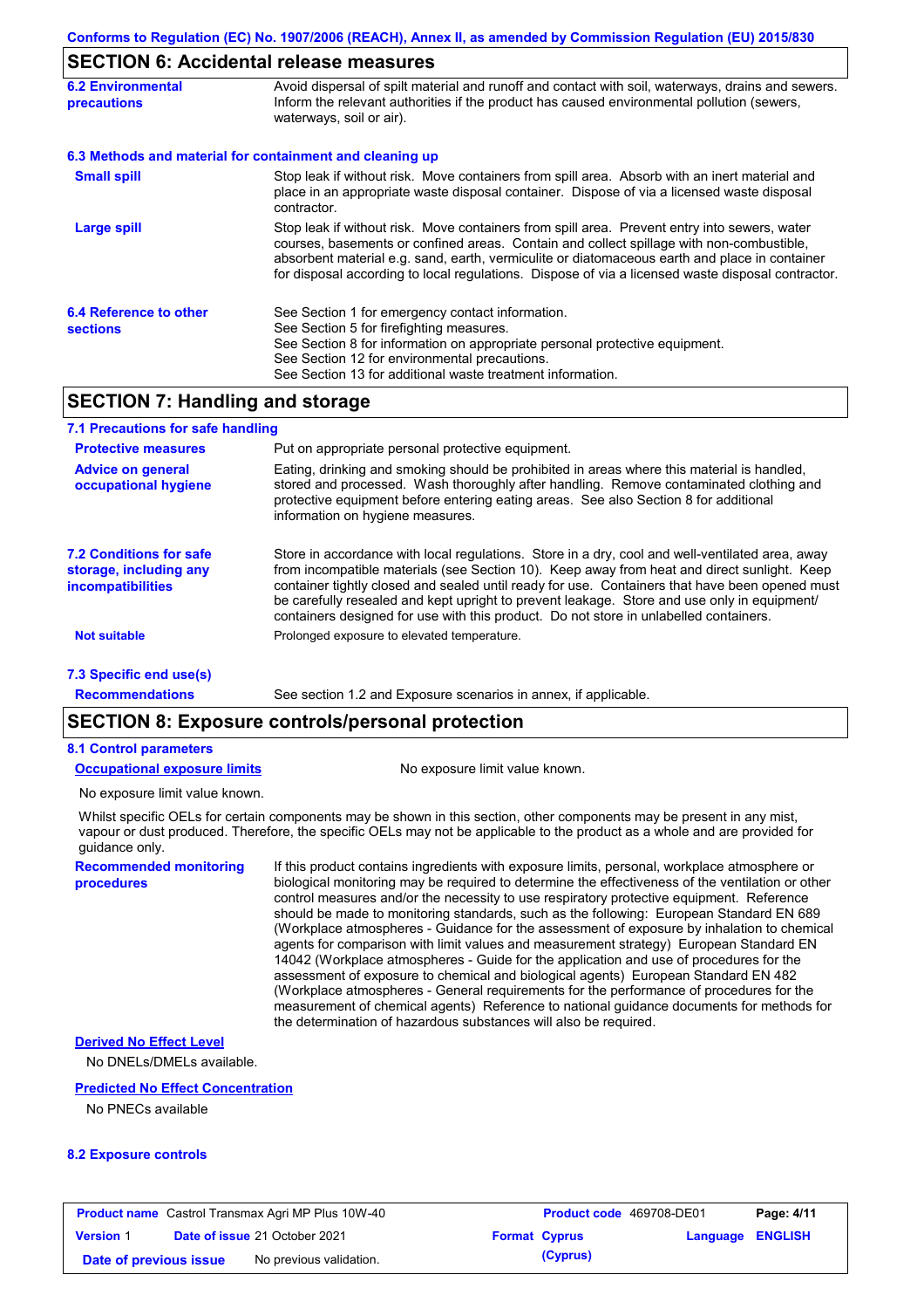## SECTION 6: Accidental release measures

**6.2 Environmental precautions**

Avoid dispersal of spilt material and runoff and contact with soil, waterways, drains and sewers. Inform the relevant authorities if the product has caused environmental pollution (sewers, waterways, soil or air).

**6.3 Methods and material for containment and cleaning up**

**Small spill**

Stop leak if without risk. Move containers from spill area. Absorb with an inert material and place in an appropriate waste disposal container. Dispose of via a licensed waste disposal contractor.

**Large spill**

Stop leak if without risk. Move containers from spill area. Prevent entry into sewers, water courses, basements or confined areas. Contain and collect spillage with non-combustible, absorbent material e.g. sand, earth, vermiculite or diatomaceous earth and place in container for disposal according to local regulations. Dispose of via a licensed waste disposal contractor.

**6.4 Reference to other sections**

See Section 1 for emergency contact information.
See Section 5 for firefighting measures.
See Section 8 for information on appropriate personal protective equipment.
See Section 12 for environmental precautions.
See Section 13 for additional waste treatment information.

## SECTION 7: Handling and storage

**7.1 Precautions for safe handling**

**Protective measures**

Put on appropriate personal protective equipment.

**Advice on general occupational hygiene**

Eating, drinking and smoking should be prohibited in areas where this material is handled, stored and processed. Wash thoroughly after handling. Remove contaminated clothing and protective equipment before entering eating areas. See also Section 8 for additional information on hygiene measures.

**7.2 Conditions for safe storage, including any incompatibilities**

Store in accordance with local regulations. Store in a dry, cool and well-ventilated area, away from incompatible materials (see Section 10). Keep away from heat and direct sunlight. Keep container tightly closed and sealed until ready for use. Containers that have been opened must be carefully resealed and kept upright to prevent leakage. Store and use only in equipment/ containers designed for use with this product. Do not store in unlabelled containers.

**Not suitable**

Prolonged exposure to elevated temperature.

**7.3 Specific end use(s)**

**Recommendations**

See section 1.2 and Exposure scenarios in annex, if applicable.

## SECTION 8: Exposure controls/personal protection

**8.1 Control parameters**

**Occupational exposure limits**

No exposure limit value known.

No exposure limit value known.

Whilst specific OELs for certain components may be shown in this section, other components may be present in any mist, vapour or dust produced. Therefore, the specific OELs may not be applicable to the product as a whole and are provided for guidance only.

**Recommended monitoring procedures**

If this product contains ingredients with exposure limits, personal, workplace atmosphere or biological monitoring may be required to determine the effectiveness of the ventilation or other control measures and/or the necessity to use respiratory protective equipment. Reference should be made to monitoring standards, such as the following: European Standard EN 689 (Workplace atmospheres - Guidance for the assessment of exposure by inhalation to chemical agents for comparison with limit values and measurement strategy) European Standard EN 14042 (Workplace atmospheres - Guide for the application and use of procedures for the assessment of exposure to chemical and biological agents) European Standard EN 482 (Workplace atmospheres - General requirements for the performance of procedures for the measurement of chemical agents) Reference to national guidance documents for methods for the determination of hazardous substances will also be required.

**Derived No Effect Level**

No DNELs/DMELs available.

**Predicted No Effect Concentration**

No PNECs available

**8.2 Exposure controls**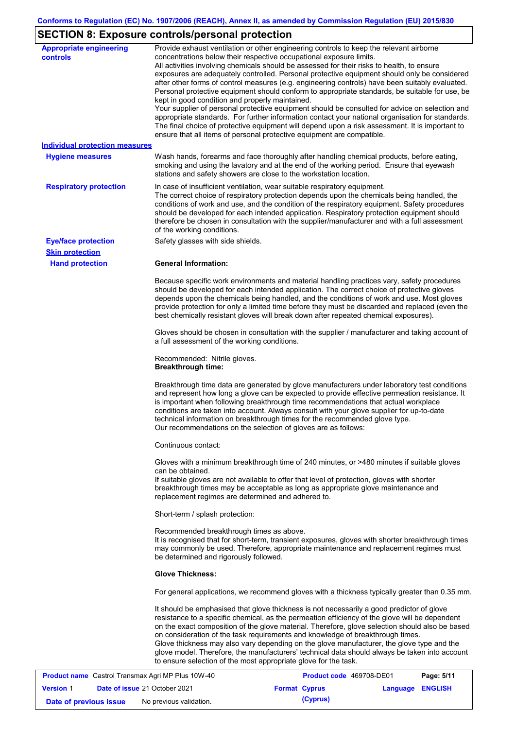## SECTION 8: Exposure controls/personal protection

**Appropriate engineering controls**

Provide exhaust ventilation or other engineering controls to keep the relevant airborne concentrations below their respective occupational exposure limits.
All activities involving chemicals should be assessed for their risks to health, to ensure exposures are adequately controlled. Personal protective equipment should only be considered after other forms of control measures (e.g. engineering controls) have been suitably evaluated. Personal protective equipment should conform to appropriate standards, be suitable for use, be kept in good condition and properly maintained.
Your supplier of personal protective equipment should be consulted for advice on selection and appropriate standards. For further information contact your national organisation for standards.
The final choice of protective equipment will depend upon a risk assessment. It is important to ensure that all items of personal protective equipment are compatible.

### Individual protection measures

**Hygiene measures**

Wash hands, forearms and face thoroughly after handling chemical products, before eating, smoking and using the lavatory and at the end of the working period. Ensure that eyewash stations and safety showers are close to the workstation location.

**Respiratory protection**

In case of insufficient ventilation, wear suitable respiratory equipment.
The correct choice of respiratory protection depends upon the chemicals being handled, the conditions of work and use, and the condition of the respiratory equipment. Safety procedures should be developed for each intended application. Respiratory protection equipment should therefore be chosen in consultation with the supplier/manufacturer and with a full assessment of the working conditions.

**Eye/face protection**

Safety glasses with side shields.

**Skin protection**

**Hand protection**

**General Information:**

Because specific work environments and material handling practices vary, safety procedures should be developed for each intended application. The correct choice of protective gloves depends upon the chemicals being handled, and the conditions of work and use. Most gloves provide protection for only a limited time before they must be discarded and replaced (even the best chemically resistant gloves will break down after repeated chemical exposures).

Gloves should be chosen in consultation with the supplier / manufacturer and taking account of a full assessment of the working conditions.

Recommended: Nitrile gloves.
**Breakthrough time:**

Breakthrough time data are generated by glove manufacturers under laboratory test conditions and represent how long a glove can be expected to provide effective permeation resistance. It is important when following breakthrough time recommendations that actual workplace conditions are taken into account. Always consult with your glove supplier for up-to-date technical information on breakthrough times for the recommended glove type.
Our recommendations on the selection of gloves are as follows:

Continuous contact:

Gloves with a minimum breakthrough time of 240 minutes, or >480 minutes if suitable gloves can be obtained.
If suitable gloves are not available to offer that level of protection, gloves with shorter breakthrough times may be acceptable as long as appropriate glove maintenance and replacement regimes are determined and adhered to.

Short-term / splash protection:

Recommended breakthrough times as above.
It is recognised that for short-term, transient exposures, gloves with shorter breakthrough times may commonly be used. Therefore, appropriate maintenance and replacement regimes must be determined and rigorously followed.

**Glove Thickness:**

For general applications, we recommend gloves with a thickness typically greater than 0.35 mm.

It should be emphasised that glove thickness is not necessarily a good predictor of glove resistance to a specific chemical, as the permeation efficiency of the glove will be dependent on the exact composition of the glove material. Therefore, glove selection should also be based on consideration of the task requirements and knowledge of breakthrough times.
Glove thickness may also vary depending on the glove manufacturer, the glove type and the glove model. Therefore, the manufacturers' technical data should always be taken into account to ensure selection of the most appropriate glove for the task.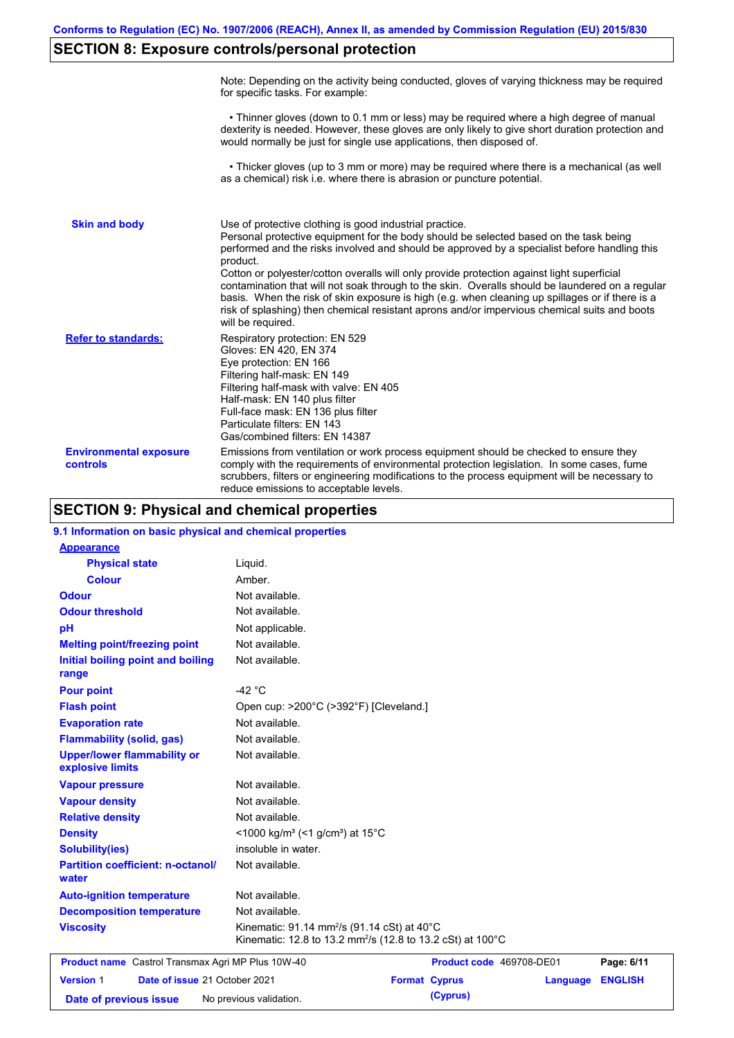## SECTION 8: Exposure controls/personal protection

Note: Depending on the activity being conducted, gloves of varying thickness may be required for specific tasks. For example:

• Thinner gloves (down to 0.1 mm or less) may be required where a high degree of manual dexterity is needed. However, these gloves are only likely to give short duration protection and would normally be just for single use applications, then disposed of.

• Thicker gloves (up to 3 mm or more) may be required where there is a mechanical (as well as a chemical) risk i.e. where there is abrasion or puncture potential.

**Skin and body**

Use of protective clothing is good industrial practice.
Personal protective equipment for the body should be selected based on the task being performed and the risks involved and should be approved by a specialist before handling this product.
Cotton or polyester/cotton overalls will only provide protection against light superficial contamination that will not soak through to the skin. Overalls should be laundered on a regular basis. When the risk of skin exposure is high (e.g. when cleaning up spillages or if there is a risk of splashing) then chemical resistant aprons and/or impervious chemical suits and boots will be required.

**Refer to standards:**

Respiratory protection: EN 529
Gloves: EN 420, EN 374
Eye protection: EN 166
Filtering half-mask: EN 149
Filtering half-mask with valve: EN 405
Half-mask: EN 140 plus filter
Full-face mask: EN 136 plus filter
Particulate filters: EN 143
Gas/combined filters: EN 14387

**Environmental exposure controls**

Emissions from ventilation or work process equipment should be checked to ensure they comply with the requirements of environmental protection legislation. In some cases, fume scrubbers, filters or engineering modifications to the process equipment will be necessary to reduce emissions to acceptable levels.

## SECTION 9: Physical and chemical properties

### 9.1 Information on basic physical and chemical properties

| Property | Value |
|---|---|
| **Appearance** | |
| Physical state | Liquid. |
| Colour | Amber. |
| Odour | Not available. |
| Odour threshold | Not available. |
| pH | Not applicable. |
| Melting point/freezing point | Not available. |
| Initial boiling point and boiling range | Not available. |
| Pour point | -42 °C |
| Flash point | Open cup: >200°C (>392°F) [Cleveland.] |
| Evaporation rate | Not available. |
| Flammability (solid, gas) | Not available. |
| Upper/lower flammability or explosive limits | Not available. |
| Vapour pressure | Not available. |
| Vapour density | Not available. |
| Relative density | Not available. |
| Density | <1000 kg/m³ (<1 g/cm³) at 15°C |
| Solubility(ies) | insoluble in water. |
| Partition coefficient: n-octanol/water | Not available. |
| Auto-ignition temperature | Not available. |
| Decomposition temperature | Not available. |
| Viscosity | Kinematic: 91.14 mm²/s (91.14 cSt) at 40°C<br>Kinematic: 12.8 to 13.2 mm²/s (12.8 to 13.2 cSt) at 100°C |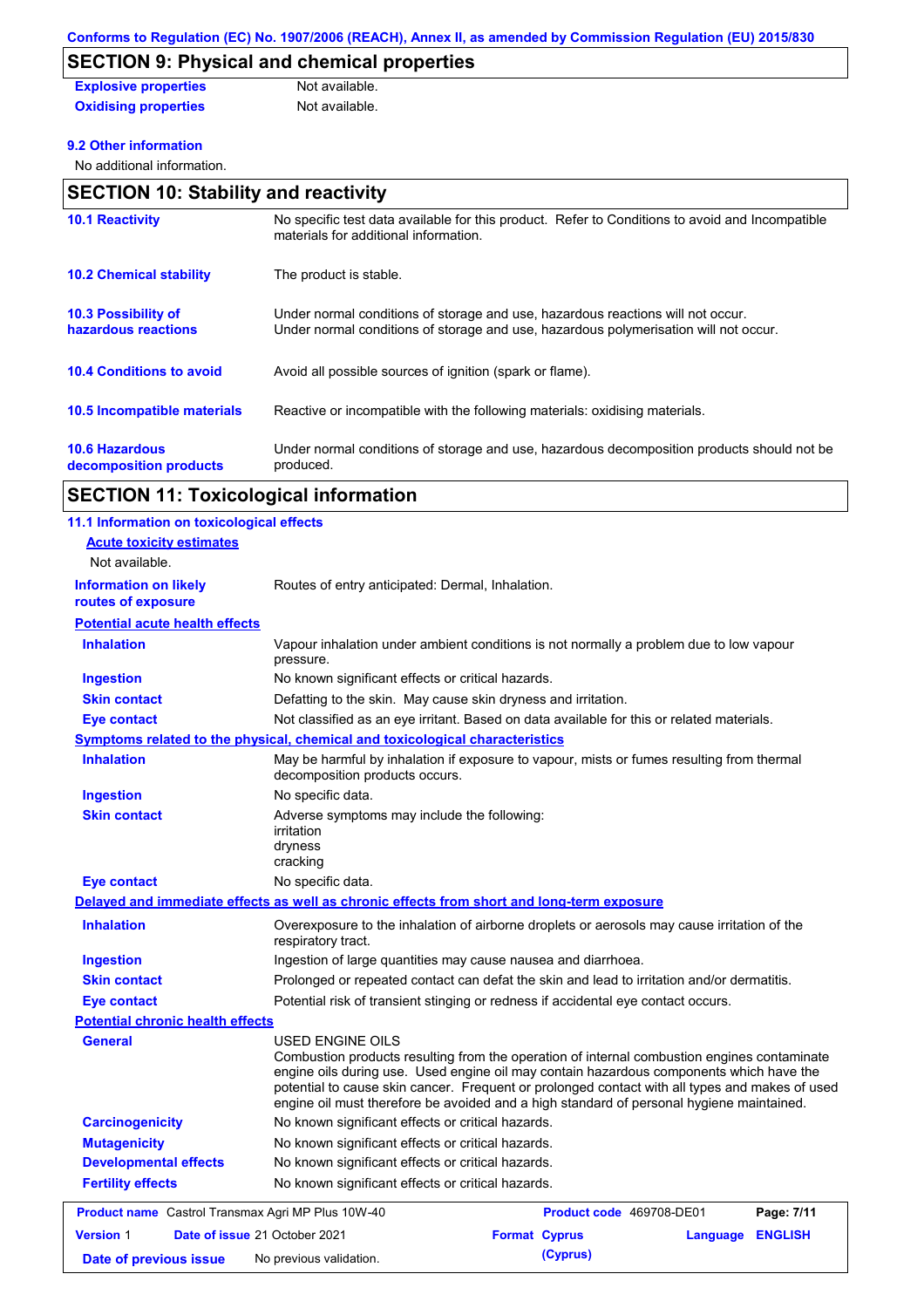## SECTION 9: Physical and chemical properties

**Explosive properties** Not available.

**Oxidising properties** Not available.

### 9.2 Other information

No additional information.

## SECTION 10: Stability and reactivity

**10.1 Reactivity**
No specific test data available for this product. Refer to Conditions to avoid and Incompatible materials for additional information.

**10.2 Chemical stability**
The product is stable.

**10.3 Possibility of hazardous reactions**
Under normal conditions of storage and use, hazardous reactions will not occur.
Under normal conditions of storage and use, hazardous polymerisation will not occur.

**10.4 Conditions to avoid**
Avoid all possible sources of ignition (spark or flame).

**10.5 Incompatible materials**
Reactive or incompatible with the following materials: oxidising materials.

**10.6 Hazardous decomposition products**
Under normal conditions of storage and use, hazardous decomposition products should not be produced.

## SECTION 11: Toxicological information

### 11.1 Information on toxicological effects

**Acute toxicity estimates**

Not available.

**Information on likely routes of exposure** Routes of entry anticipated: Dermal, Inhalation.

**Potential acute health effects**

- **Inhalation**: Vapour inhalation under ambient conditions is not normally a problem due to low vapour pressure.
- **Ingestion**: No known significant effects or critical hazards.
- **Skin contact**: Defatting to the skin. May cause skin dryness and irritation.
- **Eye contact**: Not classified as an eye irritant. Based on data available for this or related materials.

**Symptoms related to the physical, chemical and toxicological characteristics**

- **Inhalation**: May be harmful by inhalation if exposure to vapour, mists or fumes resulting from thermal decomposition products occurs.
- **Ingestion**: No specific data.
- **Skin contact**: Adverse symptoms may include the following:
  irritation
  dryness
  cracking
- **Eye contact**: No specific data.

**Delayed and immediate effects as well as chronic effects from short and long-term exposure**

- **Inhalation**: Overexposure to the inhalation of airborne droplets or aerosols may cause irritation of the respiratory tract.
- **Ingestion**: Ingestion of large quantities may cause nausea and diarrhoea.
- **Skin contact**: Prolonged or repeated contact can defat the skin and lead to irritation and/or dermatitis.
- **Eye contact**: Potential risk of transient stinging or redness if accidental eye contact occurs.

**Potential chronic health effects**

- **General**: USED ENGINE OILS
  Combustion products resulting from the operation of internal combustion engines contaminate engine oils during use. Used engine oil may contain hazardous components which have the potential to cause skin cancer. Frequent or prolonged contact with all types and makes of used engine oil must therefore be avoided and a high standard of personal hygiene maintained.
- **Carcinogenicity**: No known significant effects or critical hazards.
- **Mutagenicity**: No known significant effects or critical hazards.
- **Developmental effects**: No known significant effects or critical hazards.
- **Fertility effects**: No known significant effects or critical hazards.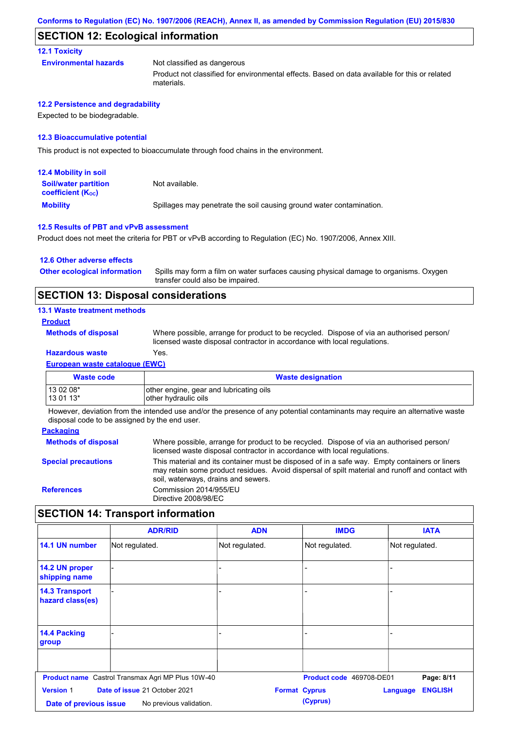## SECTION 12: Ecological information

### 12.1 Toxicity

**Environmental hazards**

Not classified as dangerous

Product not classified for environmental effects. Based on data available for this or related materials.

### 12.2 Persistence and degradability

Expected to be biodegradable.

### 12.3 Bioaccumulative potential

This product is not expected to bioaccumulate through food chains in the environment.

### 12.4 Mobility in soil

**Soil/water partition coefficient ($K_{OC}$)**: Not available.

**Mobility**: Spillages may penetrate the soil causing ground water contamination.

### 12.5 Results of PBT and vPvB assessment

Product does not meet the criteria for PBT or vPvB according to Regulation (EC) No. 1907/2006, Annex XIII.

### 12.6 Other adverse effects

**Other ecological information**: Spills may form a film on water surfaces causing physical damage to organisms. Oxygen transfer could also be impaired.

## SECTION 13: Disposal considerations

### 13.1 Waste treatment methods

**Product**

**Methods of disposal**: Where possible, arrange for product to be recycled. Dispose of via an authorised person/ licensed waste disposal contractor in accordance with local regulations.

**Hazardous waste**: Yes.

**European waste catalogue (EWC)**

| Waste code | Waste designation |
|---|---|
| 13 02 08* | other engine, gear and lubricating oils |
| 13 01 13* | other hydraulic oils |

However, deviation from the intended use and/or the presence of any potential contaminants may require an alternative waste disposal code to be assigned by the end user.

**Packaging**

**Methods of disposal**: Where possible, arrange for product to be recycled. Dispose of via an authorised person/ licensed waste disposal contractor in accordance with local regulations.

**Special precautions**: This material and its container must be disposed of in a safe way. Empty containers or liners may retain some product residues. Avoid dispersal of spilt material and runoff and contact with soil, waterways, drains and sewers.

**References**: Commission 2014/955/EU
Directive 2008/98/EC

## SECTION 14: Transport information

| | ADR/RID | ADN | IMDG | IATA |
|---|---|---|---|---|
| 14.1 UN number | Not regulated. | Not regulated. | Not regulated. | Not regulated. |
| 14.2 UN proper shipping name | - | - | - | - |
| 14.3 Transport hazard class(es) | - | - | - | - |
| 14.4 Packing group | - | - | - | - |
| | | | | |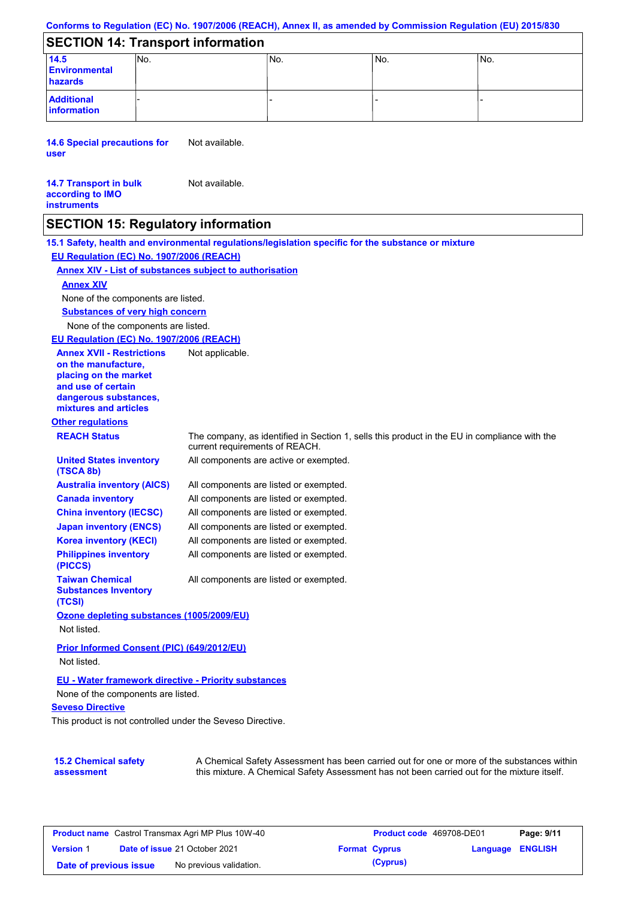## SECTION 14: Transport information

| | | | | |
|---|---|---|---|---|
| **14.5 Environmental hazards** | No. | No. | No. | No. |
| **Additional information** | - | - | - | - |

**14.6 Special precautions for user** Not available.

**14.7 Transport in bulk according to IMO instruments** Not available.

## SECTION 15: Regulatory information

**15.1 Safety, health and environmental regulations/legislation specific for the substance or mixture**

**EU Regulation (EC) No. 1907/2006 (REACH)**

**Annex XIV - List of substances subject to authorisation**

**Annex XIV**

None of the components are listed.

**Substances of very high concern**

None of the components are listed.

**EU Regulation (EC) No. 1907/2006 (REACH)**

**Annex XVII - Restrictions on the manufacture, placing on the market and use of certain dangerous substances, mixtures and articles** Not applicable.

**Other regulations**

**REACH Status** The company, as identified in Section 1, sells this product in the EU in compliance with the current requirements of REACH.

**United States inventory (TSCA 8b)** All components are active or exempted.

**Australia inventory (AICS)** All components are listed or exempted.

**Canada inventory** All components are listed or exempted.

**China inventory (IECSC)** All components are listed or exempted.

**Japan inventory (ENCS)** All components are listed or exempted.

**Korea inventory (KECI)** All components are listed or exempted.

**Philippines inventory (PICCS)** All components are listed or exempted.

**Taiwan Chemical Substances Inventory (TCSI)** All components are listed or exempted.

**Ozone depleting substances (1005/2009/EU)**

Not listed.

**Prior Informed Consent (PIC) (649/2012/EU)**

Not listed.

**EU - Water framework directive - Priority substances**

None of the components are listed.

**Seveso Directive**

This product is not controlled under the Seveso Directive.

**15.2 Chemical safety assessment** A Chemical Safety Assessment has been carried out for one or more of the substances within this mixture. A Chemical Safety Assessment has not been carried out for the mixture itself.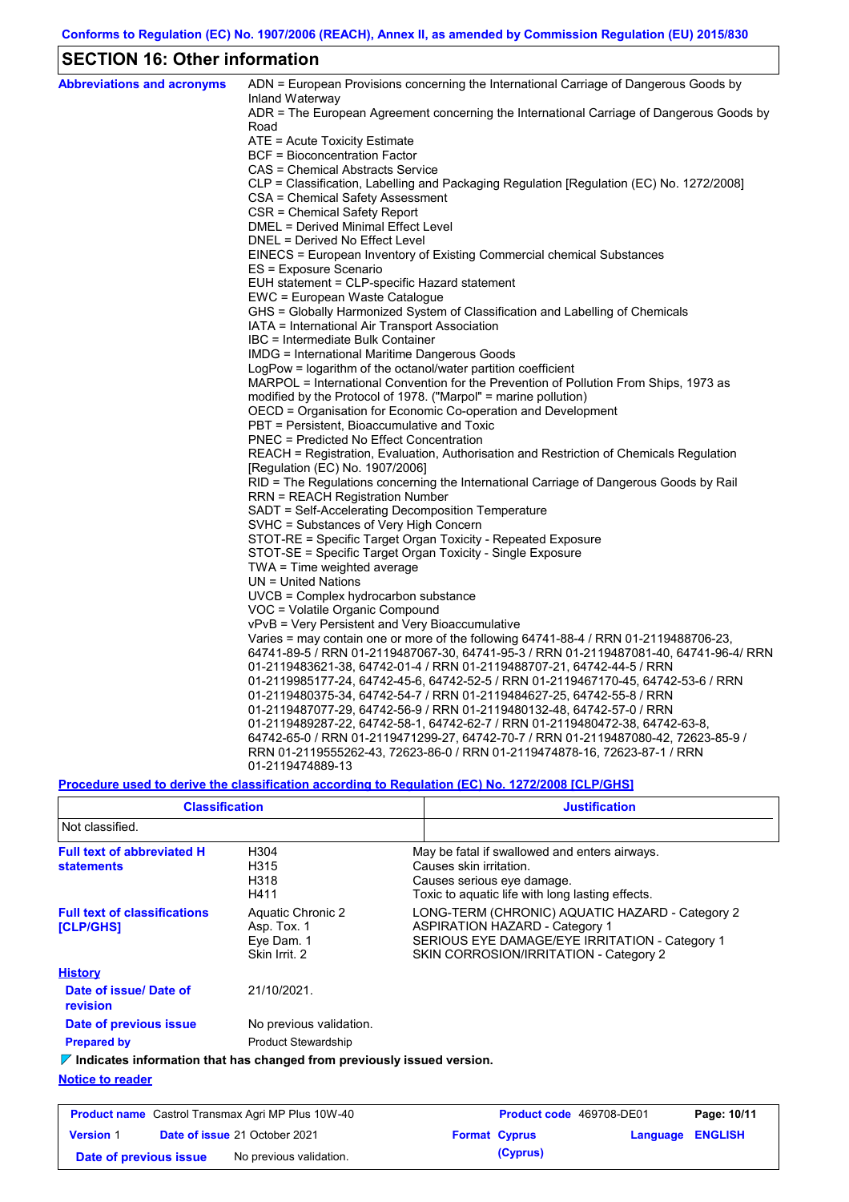## SECTION 16: Other information

**Abbreviations and acronyms**

ADN = European Provisions concerning the International Carriage of Dangerous Goods by Inland Waterway
ADR = The European Agreement concerning the International Carriage of Dangerous Goods by Road
ATE = Acute Toxicity Estimate
BCF = Bioconcentration Factor
CAS = Chemical Abstracts Service
CLP = Classification, Labelling and Packaging Regulation [Regulation (EC) No. 1272/2008]
CSA = Chemical Safety Assessment
CSR = Chemical Safety Report
DMEL = Derived Minimal Effect Level
DNEL = Derived No Effect Level
EINECS = European Inventory of Existing Commercial chemical Substances
ES = Exposure Scenario
EUH statement = CLP-specific Hazard statement
EWC = European Waste Catalogue
GHS = Globally Harmonized System of Classification and Labelling of Chemicals
IATA = International Air Transport Association
IBC = Intermediate Bulk Container
IMDG = International Maritime Dangerous Goods
LogPow = logarithm of the octanol/water partition coefficient
MARPOL = International Convention for the Prevention of Pollution From Ships, 1973 as modified by the Protocol of 1978. ("Marpol" = marine pollution)
OECD = Organisation for Economic Co-operation and Development
PBT = Persistent, Bioaccumulative and Toxic
PNEC = Predicted No Effect Concentration
REACH = Registration, Evaluation, Authorisation and Restriction of Chemicals Regulation [Regulation (EC) No. 1907/2006]
RID = The Regulations concerning the International Carriage of Dangerous Goods by Rail
RRN = REACH Registration Number
SADT = Self-Accelerating Decomposition Temperature
SVHC = Substances of Very High Concern
STOT-RE = Specific Target Organ Toxicity - Repeated Exposure
STOT-SE = Specific Target Organ Toxicity - Single Exposure
TWA = Time weighted average
UN = United Nations
UVCB = Complex hydrocarbon substance
VOC = Volatile Organic Compound
vPvB = Very Persistent and Very Bioaccumulative
Varies = may contain one or more of the following 64741-88-4 / RRN 01-2119488706-23, 64741-89-5 / RRN 01-2119487067-30, 64741-95-3 / RRN 01-2119487081-40, 64741-96-4/ RRN 01-2119483621-38, 64742-01-4 / RRN 01-2119488707-21, 64742-44-5 / RRN 01-2119985177-24, 64742-45-6, 64742-52-5 / RRN 01-2119467170-45, 64742-53-6 / RRN 01-2119480375-34, 64742-54-7 / RRN 01-2119484627-25, 64742-55-8 / RRN 01-2119487077-29, 64742-56-9 / RRN 01-2119480132-48, 64742-57-0 / RRN 01-2119489287-22, 64742-58-1, 64742-62-7 / RRN 01-2119480472-38, 64742-63-8, 64742-65-0 / RRN 01-2119471299-27, 64742-70-7 / RRN 01-2119487080-42, 72623-85-9 / RRN 01-2119555262-43, 72623-86-0 / RRN 01-2119474878-16, 72623-87-1 / RRN 01-2119474889-13

**Procedure used to derive the classification according to Regulation (EC) No. 1272/2008 [CLP/GHS]**

| Classification | Justification |
|---|---|
| Not classified. | |

**Full text of abbreviated H statements**

| | |
|---|---|
| H304 | May be fatal if swallowed and enters airways. |
| H315 | Causes skin irritation. |
| H318 | Causes serious eye damage. |
| H411 | Toxic to aquatic life with long lasting effects. |

**Full text of classifications [CLP/GHS]**

| | |
|---|---|
| Aquatic Chronic 2 | LONG-TERM (CHRONIC) AQUATIC HAZARD - Category 2 |
| Asp. Tox. 1 | ASPIRATION HAZARD - Category 1 |
| Eye Dam. 1 | SERIOUS EYE DAMAGE/EYE IRRITATION - Category 1 |
| Skin Irrit. 2 | SKIN CORROSION/IRRITATION - Category 2 |

**History**

**Date of issue/ Date of revision**: 21/10/2021.

**Date of previous issue**: No previous validation.

**Prepared by**: Product Stewardship

**Indicates information that has changed from previously issued version.**

**Notice to reader**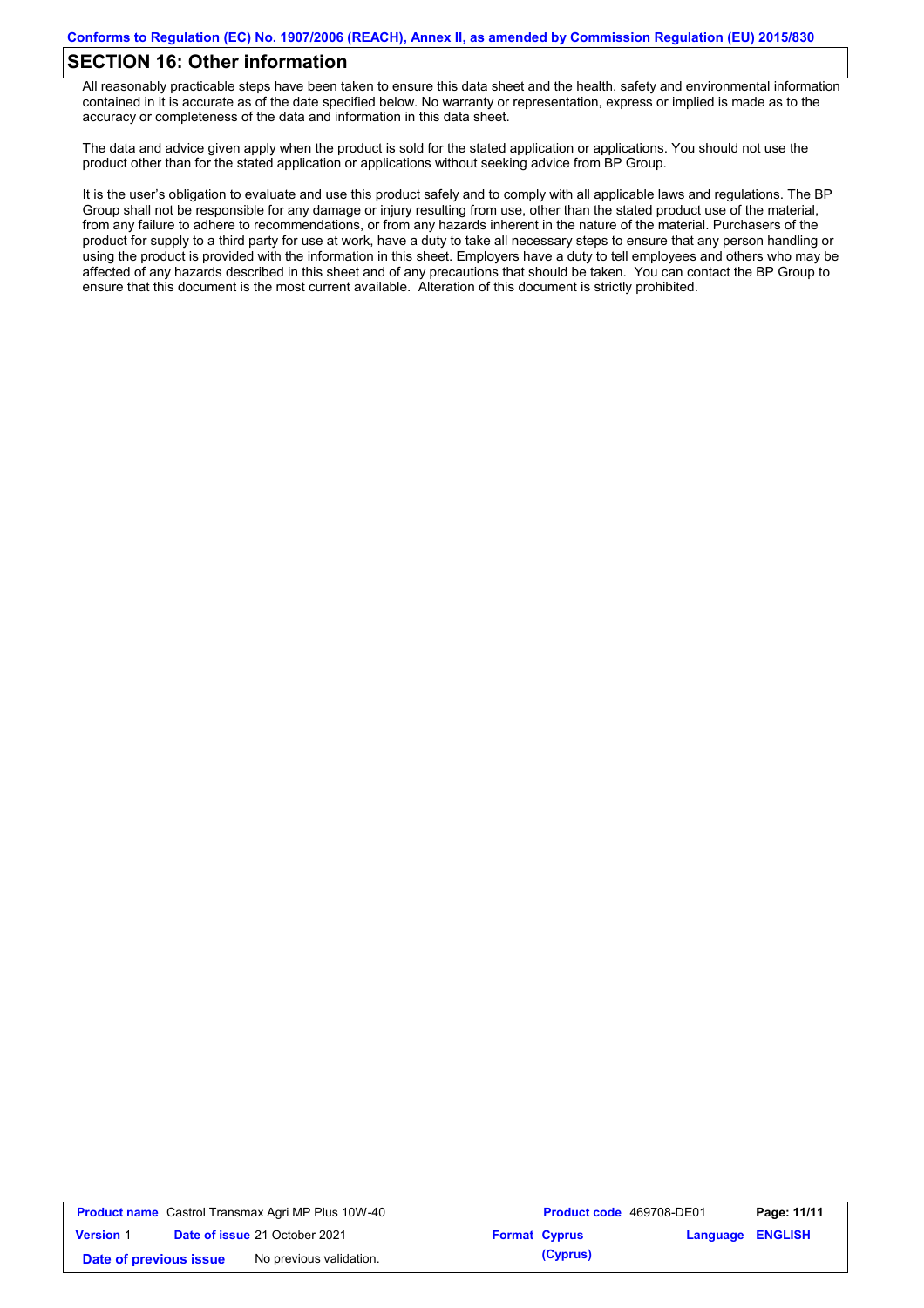## SECTION 16: Other information

All reasonably practicable steps have been taken to ensure this data sheet and the health, safety and environmental information contained in it is accurate as of the date specified below. No warranty or representation, express or implied is made as to the accuracy or completeness of the data and information in this data sheet.

The data and advice given apply when the product is sold for the stated application or applications. You should not use the product other than for the stated application or applications without seeking advice from BP Group.

It is the user's obligation to evaluate and use this product safely and to comply with all applicable laws and regulations. The BP Group shall not be responsible for any damage or injury resulting from use, other than the stated product use of the material, from any failure to adhere to recommendations, or from any hazards inherent in the nature of the material. Purchasers of the product for supply to a third party for use at work, have a duty to take all necessary steps to ensure that any person handling or using the product is provided with the information in this sheet. Employers have a duty to tell employees and others who may be affected of any hazards described in this sheet and of any precautions that should be taken. You can contact the BP Group to ensure that this document is the most current available. Alteration of this document is strictly prohibited.